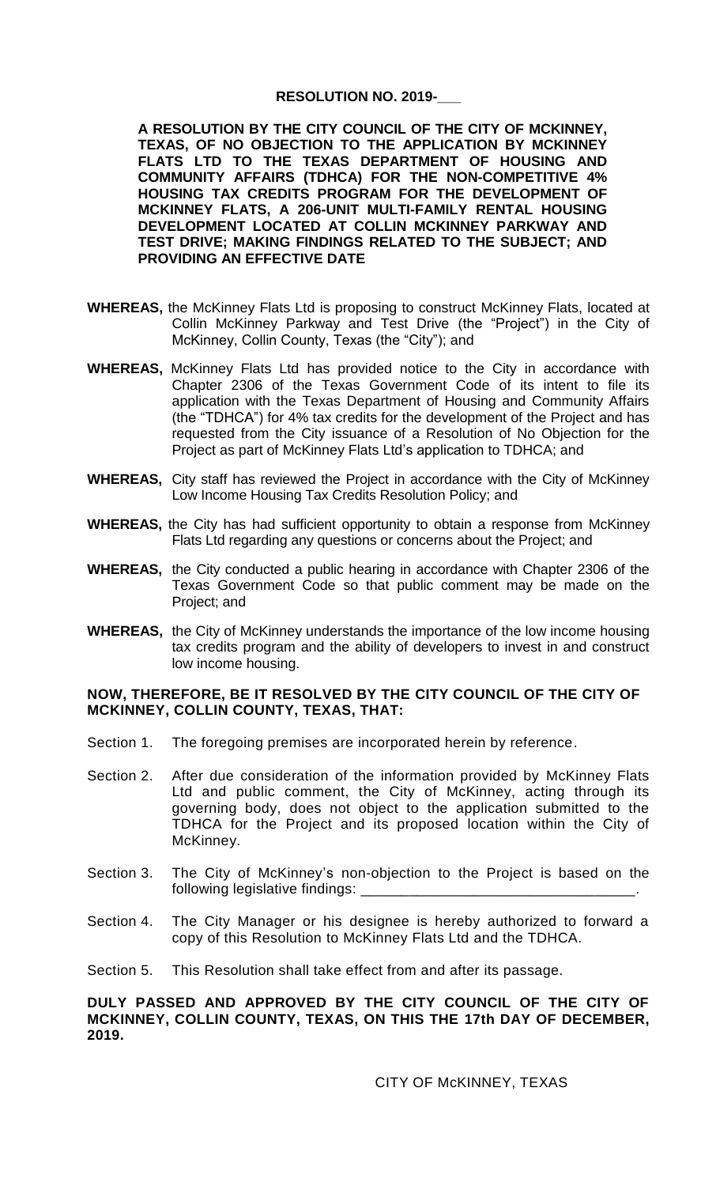**RESOLUTION NO. 2019-___**

**A RESOLUTION BY THE CITY COUNCIL OF THE CITY OF MCKINNEY, TEXAS, OF NO OBJECTION TO THE APPLICATION BY MCKINNEY FLATS LTD TO THE TEXAS DEPARTMENT OF HOUSING AND COMMUNITY AFFAIRS (TDHCA) FOR THE NON-COMPETITIVE 4% HOUSING TAX CREDITS PROGRAM FOR THE DEVELOPMENT OF MCKINNEY FLATS, A 206-UNIT MULTI-FAMILY RENTAL HOUSING DEVELOPMENT LOCATED AT COLLIN MCKINNEY PARKWAY AND TEST DRIVE; MAKING FINDINGS RELATED TO THE SUBJECT; AND PROVIDING AN EFFECTIVE DATE**

**WHEREAS,** the McKinney Flats Ltd is proposing to construct McKinney Flats, located at Collin McKinney Parkway and Test Drive (the "Project") in the City of McKinney, Collin County, Texas (the "City"); and

**WHEREAS,** McKinney Flats Ltd has provided notice to the City in accordance with Chapter 2306 of the Texas Government Code of its intent to file its application with the Texas Department of Housing and Community Affairs (the "TDHCA") for 4% tax credits for the development of the Project and has requested from the City issuance of a Resolution of No Objection for the Project as part of McKinney Flats Ltd's application to TDHCA; and

**WHEREAS,** City staff has reviewed the Project in accordance with the City of McKinney Low Income Housing Tax Credits Resolution Policy; and

**WHEREAS,** the City has had sufficient opportunity to obtain a response from McKinney Flats Ltd regarding any questions or concerns about the Project; and

**WHEREAS,** the City conducted a public hearing in accordance with Chapter 2306 of the Texas Government Code so that public comment may be made on the Project; and

**WHEREAS,** the City of McKinney understands the importance of the low income housing tax credits program and the ability of developers to invest in and construct low income housing.

**NOW, THEREFORE, BE IT RESOLVED BY THE CITY COUNCIL OF THE CITY OF MCKINNEY, COLLIN COUNTY, TEXAS, THAT:**

Section 1. The foregoing premises are incorporated herein by reference.

Section 2. After due consideration of the information provided by McKinney Flats Ltd and public comment, the City of McKinney, acting through its governing body, does not object to the application submitted to the TDHCA for the Project and its proposed location within the City of McKinney.

Section 3. The City of McKinney's non-objection to the Project is based on the following legislative findings: ________________________________.

Section 4. The City Manager or his designee is hereby authorized to forward a copy of this Resolution to McKinney Flats Ltd and the TDHCA.

Section 5. This Resolution shall take effect from and after its passage.

**DULY PASSED AND APPROVED BY THE CITY COUNCIL OF THE CITY OF MCKINNEY, COLLIN COUNTY, TEXAS, ON THIS THE 17th DAY OF DECEMBER, 2019.**

CITY OF McKINNEY, TEXAS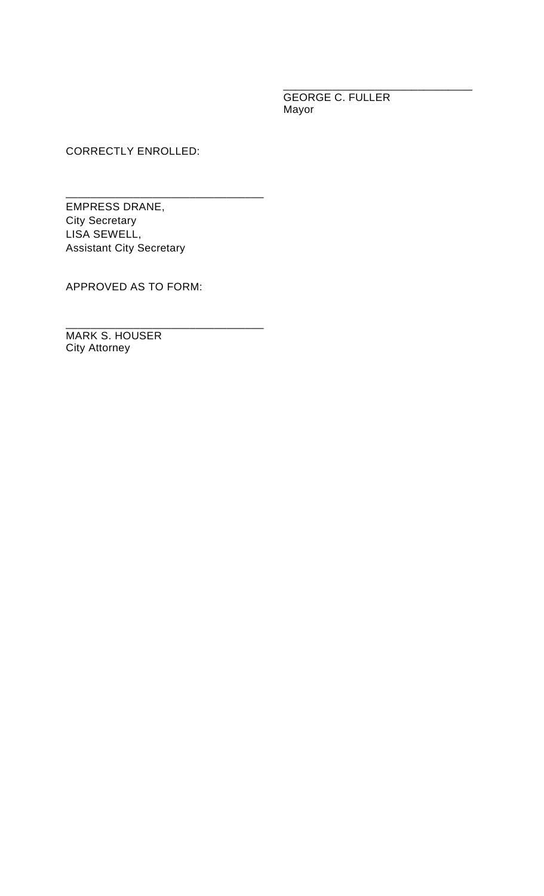\_\_\_\_\_\_\_\_\_\_\_\_\_\_\_\_\_\_\_\_\_\_\_\_\_\_\_\_\_\_
GEORGE C. FULLER
Mayor

CORRECTLY ENROLLED:

\_\_\_\_\_\_\_\_\_\_\_\_\_\_\_\_\_\_\_\_\_\_\_\_\_\_\_\_\_\_
EMPRESS DRANE,
City Secretary
LISA SEWELL,
Assistant City Secretary

APPROVED AS TO FORM:

\_\_\_\_\_\_\_\_\_\_\_\_\_\_\_\_\_\_\_\_\_\_\_\_\_\_\_\_\_\_
MARK S. HOUSER
City Attorney